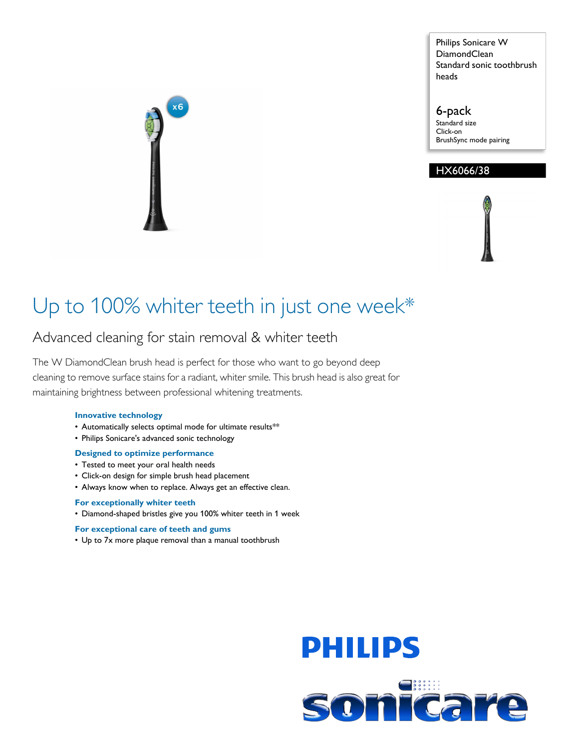Philips Sonicare W DiamondClean Standard sonic toothbrush heads

6-pack
Standard size
Click-on
BrushSync mode pairing

HX6066/38

x6

# Up to 100% whiter teeth in just one week*

## Advanced cleaning for stain removal & whiter teeth

The W DiamondClean brush head is perfect for those who want to go beyond deep cleaning to remove surface stains for a radiant, whiter smile. This brush head is also great for maintaining brightness between professional whitening treatments.

**Innovative technology**

- Automatically selects optimal mode for ultimate results**
- Philips Sonicare's advanced sonic technology

**Designed to optimize performance**

- Tested to meet your oral health needs
- Click-on design for simple brush head placement
- Always know when to replace. Always get an effective clean.

**For exceptionally whiter teeth**

- Diamond-shaped bristles give you 100% whiter teeth in 1 week

**For exceptional care of teeth and gums**

- Up to 7x more plaque removal than a manual toothbrush

PHILIPS

sonicare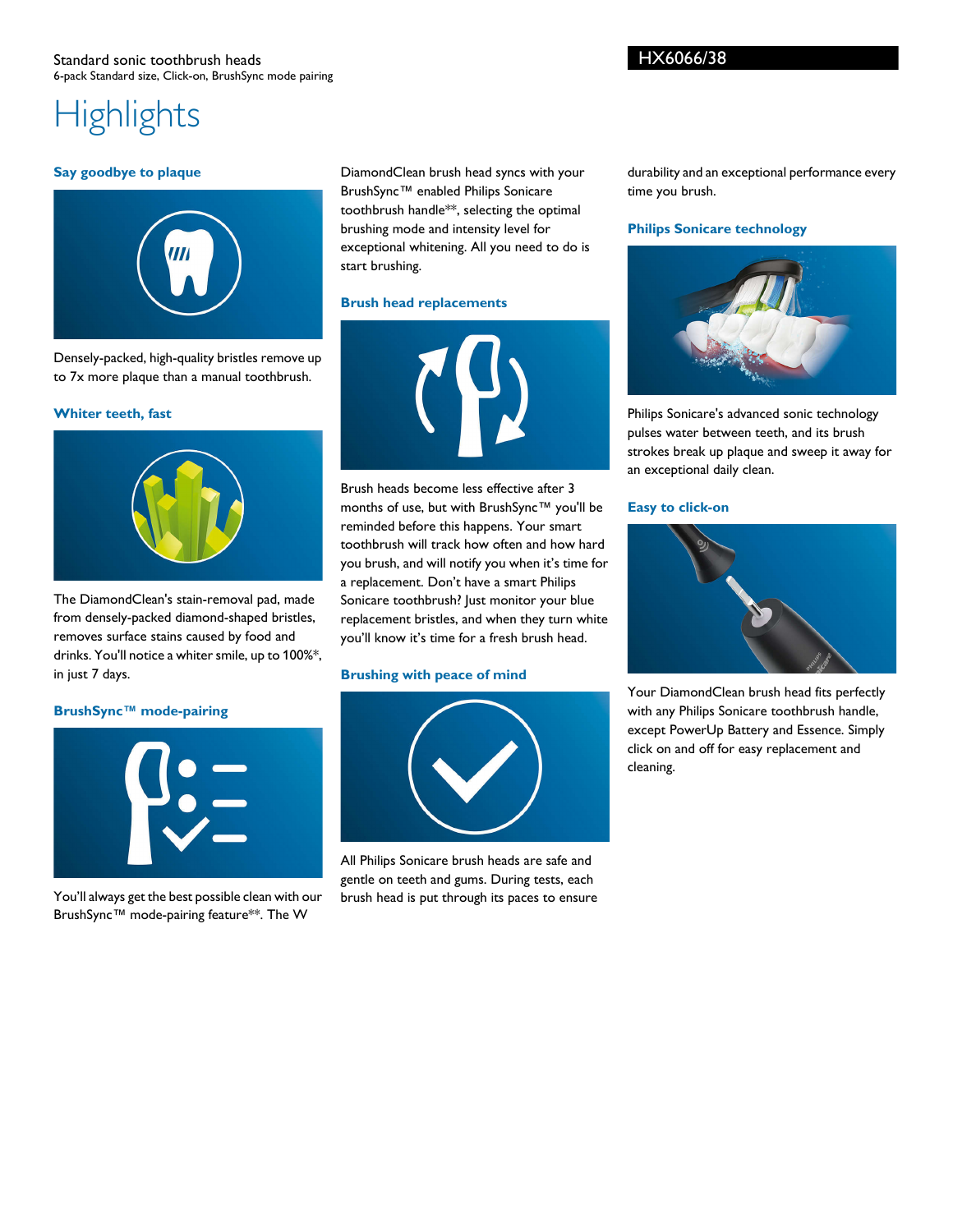Standard sonic toothbrush heads
6-pack Standard size, Click-on, BrushSync mode pairing

HX6066/38

# Highlights

### Say goodbye to plaque

Densely-packed, high-quality bristles remove up to 7x more plaque than a manual toothbrush.

### Whiter teeth, fast

The DiamondClean's stain-removal pad, made from densely-packed diamond-shaped bristles, removes surface stains caused by food and drinks. You'll notice a whiter smile, up to 100%*, in just 7 days.

### BrushSync™ mode-pairing

You'll always get the best possible clean with our BrushSync™ mode-pairing feature**. The W DiamondClean brush head syncs with your BrushSync™ enabled Philips Sonicare toothbrush handle**, selecting the optimal brushing mode and intensity level for exceptional whitening. All you need to do is start brushing.

### Brush head replacements

Brush heads become less effective after 3 months of use, but with BrushSync™ you'll be reminded before this happens. Your smart toothbrush will track how often and how hard you brush, and will notify you when it's time for a replacement. Don't have a smart Philips Sonicare toothbrush? Just monitor your blue replacement bristles, and when they turn white you'll know it's time for a fresh brush head.

### Brushing with peace of mind

All Philips Sonicare brush heads are safe and gentle on teeth and gums. During tests, each brush head is put through its paces to ensure durability and an exceptional performance every time you brush.

### Philips Sonicare technology

Philips Sonicare's advanced sonic technology pulses water between teeth, and its brush strokes break up plaque and sweep it away for an exceptional daily clean.

### Easy to click-on

Your DiamondClean brush head fits perfectly with any Philips Sonicare toothbrush handle, except PowerUp Battery and Essence. Simply click on and off for easy replacement and cleaning.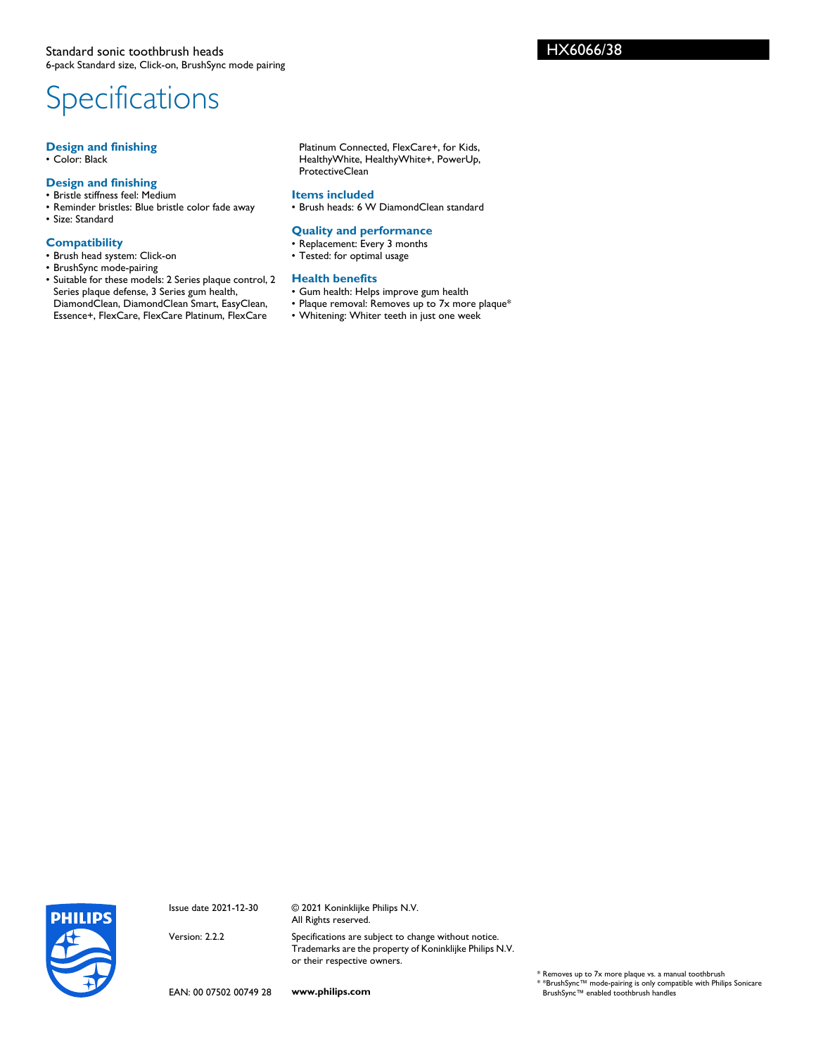Standard sonic toothbrush heads
6-pack Standard size, Click-on, BrushSync mode pairing

HX6066/38

# Specifications

### Design and finishing
- Color: Black

### Design and finishing
- Bristle stiffness feel: Medium
- Reminder bristles: Blue bristle color fade away
- Size: Standard

### Compatibility
- Brush head system: Click-on
- BrushSync mode-pairing
- Suitable for these models: 2 Series plaque control, 2 Series plaque defense, 3 Series gum health, DiamondClean, DiamondClean Smart, EasyClean, Essence+, FlexCare, FlexCare Platinum, FlexCare Platinum Connected, FlexCare+, for Kids, HealthyWhite, HealthyWhite+, PowerUp, ProtectiveClean

### Items included
- Brush heads: 6 W DiamondClean standard

### Quality and performance
- Replacement: Every 3 months
- Tested: for optimal usage

### Health benefits
- Gum health: Helps improve gum health
- Plaque removal: Removes up to 7x more plaque*
- Whitening: Whiter teeth in just one week

Issue date 2021-12-30

Version: 2.2.2

EAN: 00 07502 00749 28

© 2021 Koninklijke Philips N.V.
All Rights reserved.

Specifications are subject to change without notice. Trademarks are the property of Koninklijke Philips N.V. or their respective owners.

www.philips.com

* Removes up to 7x more plaque vs. a manual toothbrush
* *BrushSync™ mode-pairing is only compatible with Philips Sonicare BrushSync™ enabled toothbrush handles